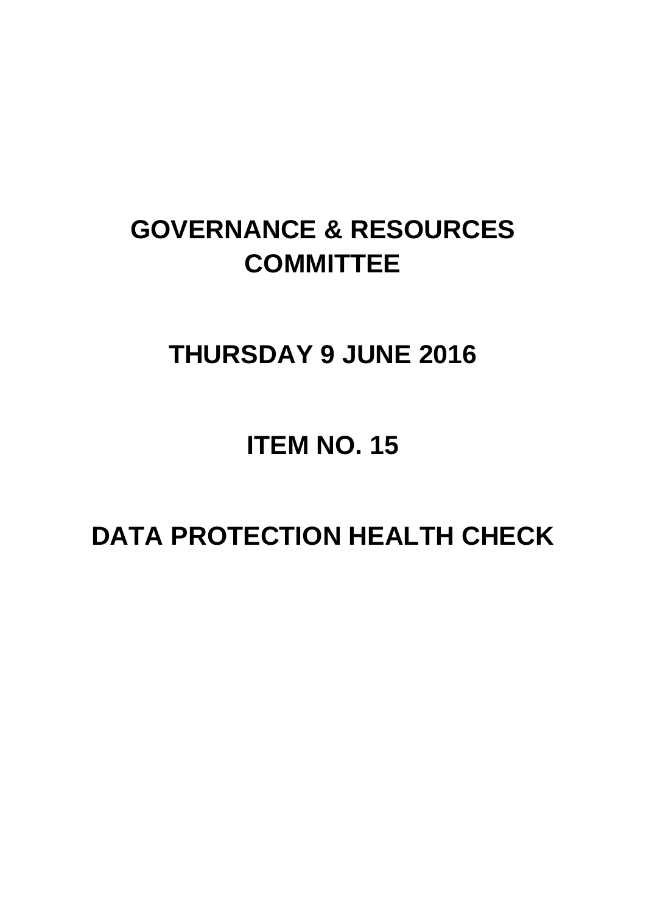# GOVERNANCE & RESOURCES COMMITTEE

# THURSDAY 9 JUNE 2016

# ITEM NO. 15

# DATA PROTECTION HEALTH CHECK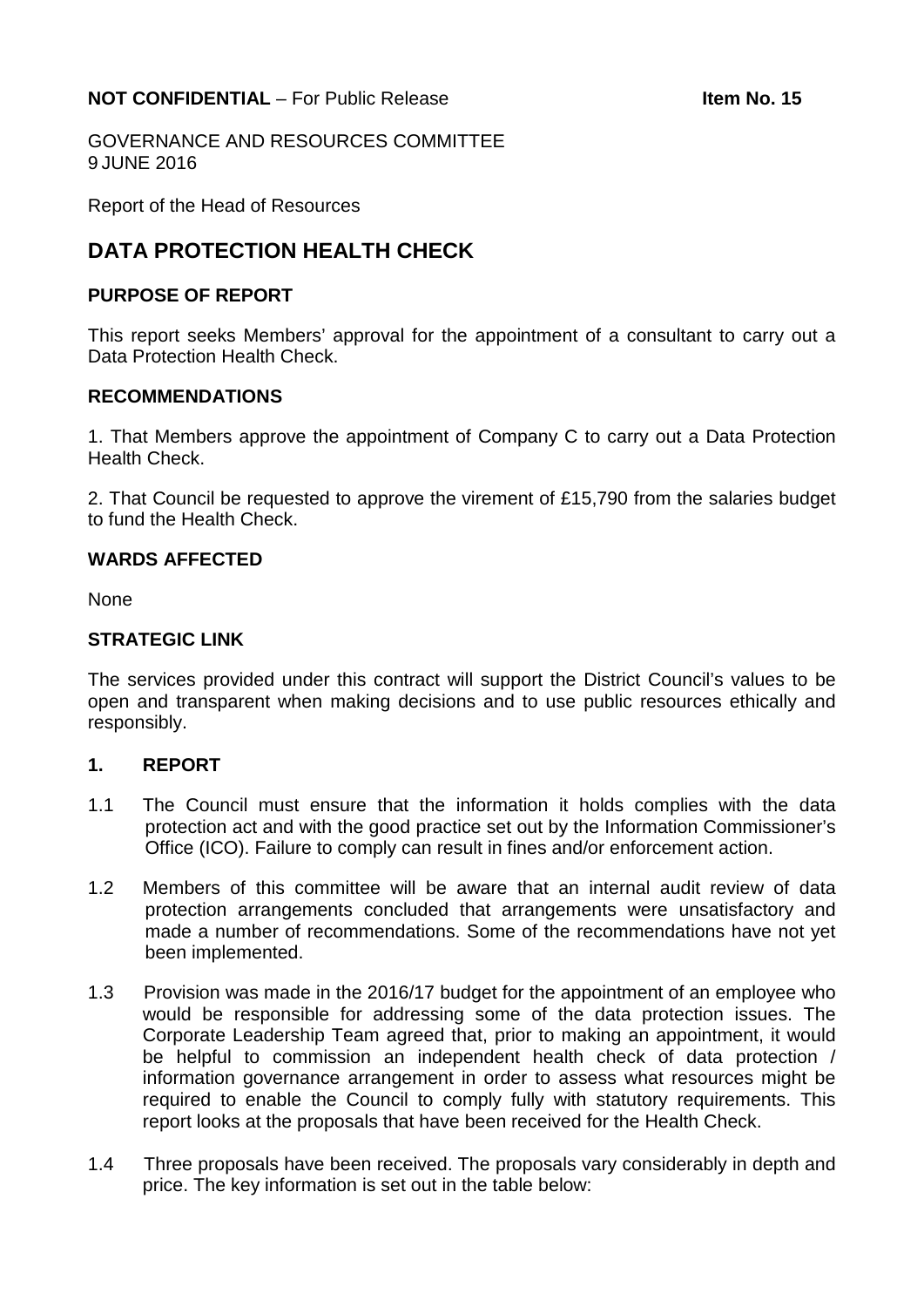**NOT CONFIDENTIAL** – For Public Release **Item No. 15**

GOVERNANCE AND RESOURCES COMMITTEE
9 JUNE 2016

Report of the Head of Resources

# DATA PROTECTION HEALTH CHECK

## PURPOSE OF REPORT

This report seeks Members' approval for the appointment of a consultant to carry out a Data Protection Health Check.

## RECOMMENDATIONS

1. That Members approve the appointment of Company C to carry out a Data Protection Health Check.

2. That Council be requested to approve the virement of £15,790 from the salaries budget to fund the Health Check.

## WARDS AFFECTED

None

## STRATEGIC LINK

The services provided under this contract will support the District Council's values to be open and transparent when making decisions and to use public resources ethically and responsibly.

## 1. REPORT

1.1 The Council must ensure that the information it holds complies with the data protection act and with the good practice set out by the Information Commissioner's Office (ICO). Failure to comply can result in fines and/or enforcement action.

1.2 Members of this committee will be aware that an internal audit review of data protection arrangements concluded that arrangements were unsatisfactory and made a number of recommendations. Some of the recommendations have not yet been implemented.

1.3 Provision was made in the 2016/17 budget for the appointment of an employee who would be responsible for addressing some of the data protection issues. The Corporate Leadership Team agreed that, prior to making an appointment, it would be helpful to commission an independent health check of data protection / information governance arrangement in order to assess what resources might be required to enable the Council to comply fully with statutory requirements. This report looks at the proposals that have been received for the Health Check.

1.4 Three proposals have been received. The proposals vary considerably in depth and price. The key information is set out in the table below: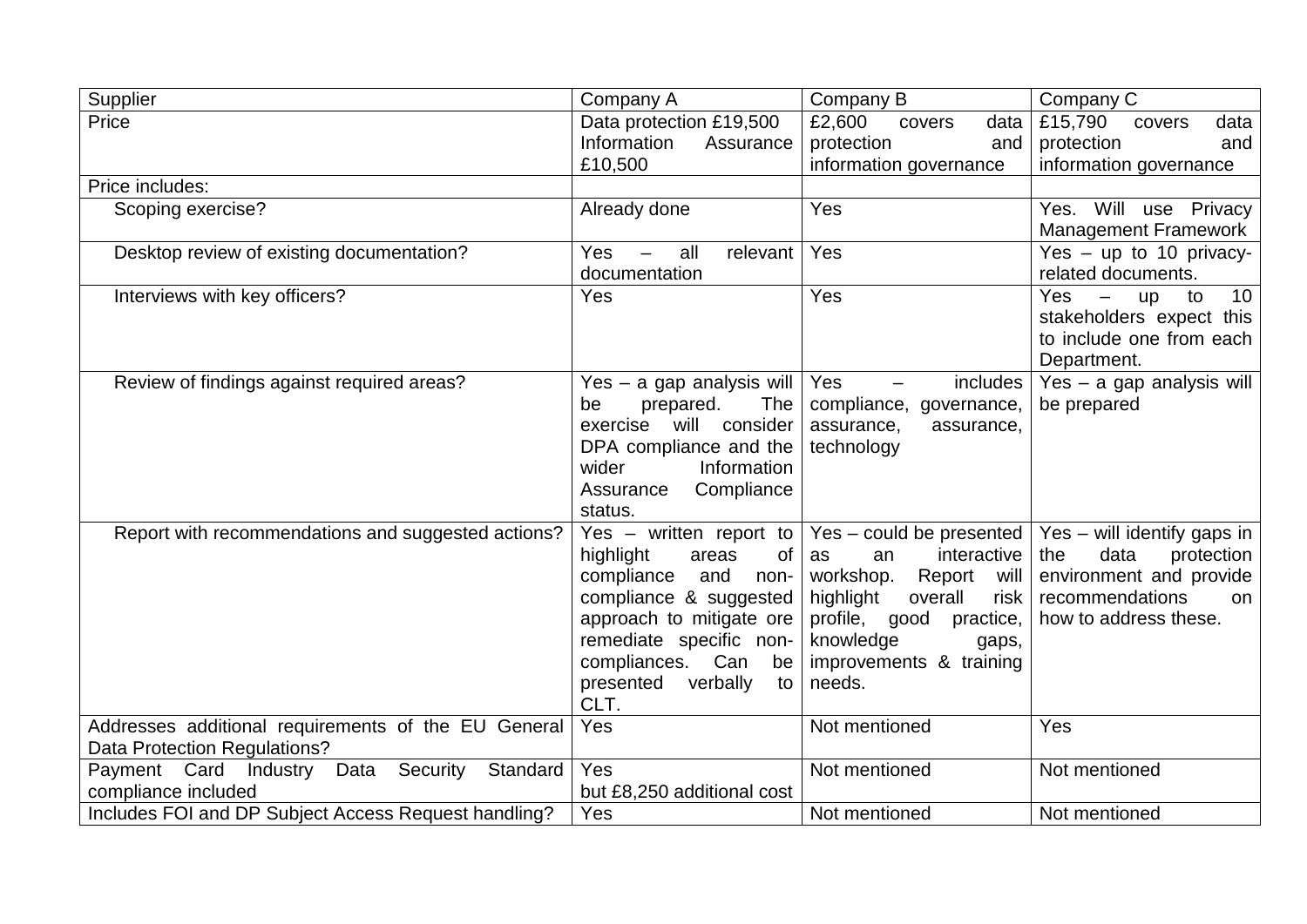| Supplier | Company A | Company B | Company C |
| --- | --- | --- | --- |
| Price | Data protection £19,500 Information Assurance £10,500 | £2,600 covers data protection and information governance | £15,790 covers data protection and information governance |
| Price includes: | | | |
| Scoping exercise? | Already done | Yes | Yes. Will use Privacy Management Framework |
| Desktop review of existing documentation? | Yes – all relevant documentation | Yes | Yes – up to 10 privacy-related documents. |
| Interviews with key officers? | Yes | Yes | Yes – up to 10 stakeholders expect this to include one from each Department. |
| Review of findings against required areas? | Yes – a gap analysis will be prepared. The exercise will consider DPA compliance and the wider Information Assurance Compliance status. | Yes – includes compliance, governance, assurance, assurance, technology | Yes – a gap analysis will be prepared |
| Report with recommendations and suggested actions? | Yes – written report to highlight areas of compliance and non-compliance & suggested approach to mitigate ore remediate specific non-compliances. Can be presented verbally to CLT. | Yes – could be presented as an interactive workshop. Report will highlight overall risk profile, good practice, knowledge gaps, improvements & training needs. | Yes – will identify gaps in the data protection environment and provide recommendations on how to address these. |
| Addresses additional requirements of the EU General Data Protection Regulations? | Yes | Not mentioned | Yes |
| Payment Card Industry Data Security Standard compliance included | Yes but £8,250 additional cost | Not mentioned | Not mentioned |
| Includes FOI and DP Subject Access Request handling? | Yes | Not mentioned | Not mentioned |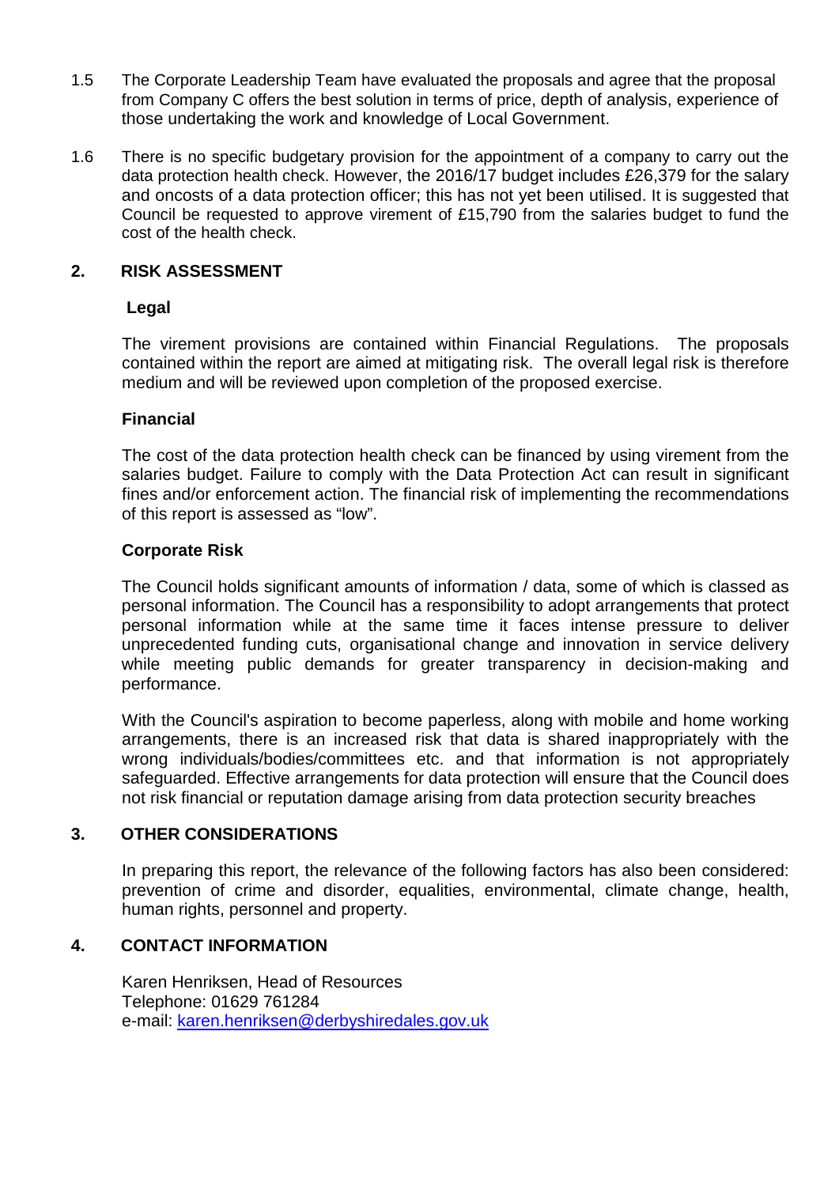1.5 The Corporate Leadership Team have evaluated the proposals and agree that the proposal from Company C offers the best solution in terms of price, depth of analysis, experience of those undertaking the work and knowledge of Local Government.

1.6 There is no specific budgetary provision for the appointment of a company to carry out the data protection health check. However, the 2016/17 budget includes £26,379 for the salary and oncosts of a data protection officer; this has not yet been utilised. It is suggested that Council be requested to approve virement of £15,790 from the salaries budget to fund the cost of the health check.

## 2. RISK ASSESSMENT

### Legal

The virement provisions are contained within Financial Regulations. The proposals contained within the report are aimed at mitigating risk. The overall legal risk is therefore medium and will be reviewed upon completion of the proposed exercise.

### Financial

The cost of the data protection health check can be financed by using virement from the salaries budget. Failure to comply with the Data Protection Act can result in significant fines and/or enforcement action. The financial risk of implementing the recommendations of this report is assessed as "low".

### Corporate Risk

The Council holds significant amounts of information / data, some of which is classed as personal information. The Council has a responsibility to adopt arrangements that protect personal information while at the same time it faces intense pressure to deliver unprecedented funding cuts, organisational change and innovation in service delivery while meeting public demands for greater transparency in decision-making and performance.

With the Council's aspiration to become paperless, along with mobile and home working arrangements, there is an increased risk that data is shared inappropriately with the wrong individuals/bodies/committees etc. and that information is not appropriately safeguarded. Effective arrangements for data protection will ensure that the Council does not risk financial or reputation damage arising from data protection security breaches

## 3. OTHER CONSIDERATIONS

In preparing this report, the relevance of the following factors has also been considered: prevention of crime and disorder, equalities, environmental, climate change, health, human rights, personnel and property.

## 4. CONTACT INFORMATION

Karen Henriksen, Head of Resources
Telephone: 01629 761284
e-mail: karen.henriksen@derbyshiredales.gov.uk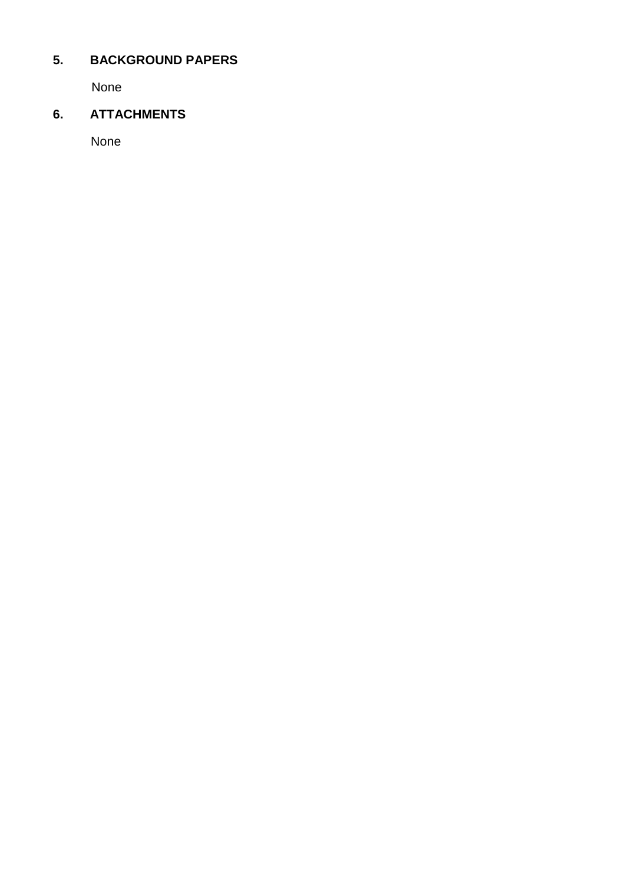## 5. BACKGROUND PAPERS

None

## 6. ATTACHMENTS

None